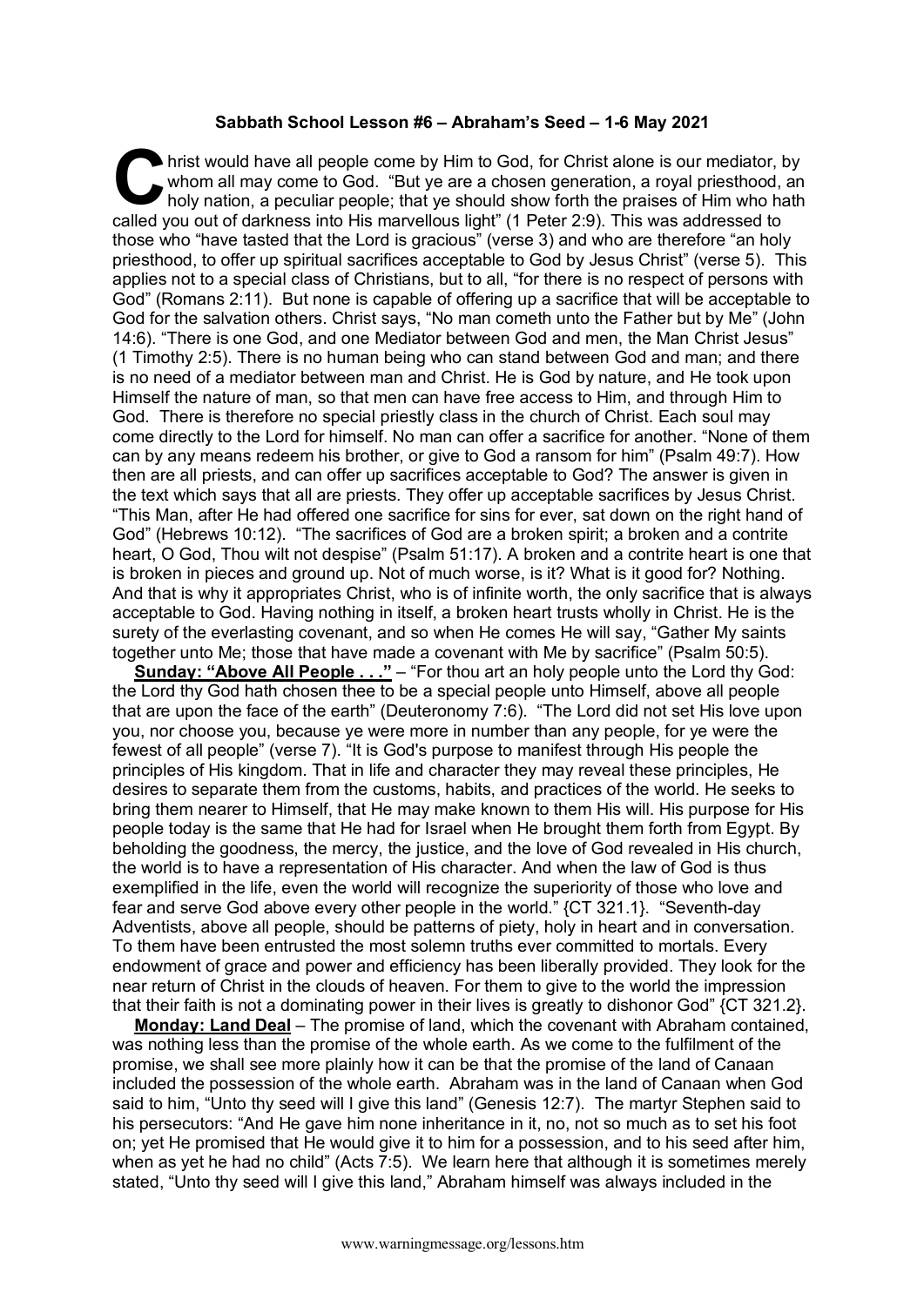**Sabbath School Lesson #6 – Abraham's Seed – 1-6 May 2021**

Christ would have all people come by Him to God, for Christ alone is our mediator, by whom all may come to God. "But ye are a chosen generation, a royal priesthood, an holy nation, a peculiar people; that ye should show forth the praises of Him who hath called you out of darkness into His marvellous light" (1 Peter 2:9). This was addressed to those who "have tasted that the Lord is gracious" (verse 3) and who are therefore "an holy priesthood, to offer up spiritual sacrifices acceptable to God by Jesus Christ" (verse 5). This applies not to a special class of Christians, but to all, "for there is no respect of persons with God" (Romans 2:11). But none is capable of offering up a sacrifice that will be acceptable to God for the salvation others. Christ says, "No man cometh unto the Father but by Me" (John 14:6). "There is one God, and one Mediator between God and men, the Man Christ Jesus" (1 Timothy 2:5). There is no human being who can stand between God and man; and there is no need of a mediator between man and Christ. He is God by nature, and He took upon Himself the nature of man, so that men can have free access to Him, and through Him to God. There is therefore no special priestly class in the church of Christ. Each soul may come directly to the Lord for himself. No man can offer a sacrifice for another. "None of them can by any means redeem his brother, or give to God a ransom for him" (Psalm 49:7). How then are all priests, and can offer up sacrifices acceptable to God? The answer is given in the text which says that all are priests. They offer up acceptable sacrifices by Jesus Christ. "This Man, after He had offered one sacrifice for sins for ever, sat down on the right hand of God" (Hebrews 10:12). "The sacrifices of God are a broken spirit; a broken and a contrite heart, O God, Thou wilt not despise" (Psalm 51:17). A broken and a contrite heart is one that is broken in pieces and ground up. Not of much worse, is it? What is it good for? Nothing. And that is why it appropriates Christ, who is of infinite worth, the only sacrifice that is always acceptable to God. Having nothing in itself, a broken heart trusts wholly in Christ. He is the surety of the everlasting covenant, and so when He comes He will say, "Gather My saints together unto Me; those that have made a covenant with Me by sacrifice" (Psalm 50:5).

**Sunday: "Above All People . . ."** – "For thou art an holy people unto the Lord thy God: the Lord thy God hath chosen thee to be a special people unto Himself, above all people that are upon the face of the earth" (Deuteronomy 7:6). "The Lord did not set His love upon you, nor choose you, because ye were more in number than any people, for ye were the fewest of all people" (verse 7). "It is God's purpose to manifest through His people the principles of His kingdom. That in life and character they may reveal these principles, He desires to separate them from the customs, habits, and practices of the world. He seeks to bring them nearer to Himself, that He may make known to them His will. His purpose for His people today is the same that He had for Israel when He brought them forth from Egypt. By beholding the goodness, the mercy, the justice, and the love of God revealed in His church, the world is to have a representation of His character. And when the law of God is thus exemplified in the life, even the world will recognize the superiority of those who love and fear and serve God above every other people in the world." {CT 321.1}. "Seventh-day Adventists, above all people, should be patterns of piety, holy in heart and in conversation. To them have been entrusted the most solemn truths ever committed to mortals. Every endowment of grace and power and efficiency has been liberally provided. They look for the near return of Christ in the clouds of heaven. For them to give to the world the impression that their faith is not a dominating power in their lives is greatly to dishonor God" {CT 321.2}.

**Monday: Land Deal** – The promise of land, which the covenant with Abraham contained, was nothing less than the promise of the whole earth. As we come to the fulfilment of the promise, we shall see more plainly how it can be that the promise of the land of Canaan included the possession of the whole earth. Abraham was in the land of Canaan when God said to him, "Unto thy seed will I give this land" (Genesis 12:7). The martyr Stephen said to his persecutors: "And He gave him none inheritance in it, no, not so much as to set his foot on; yet He promised that He would give it to him for a possession, and to his seed after him, when as yet he had no child" (Acts 7:5). We learn here that although it is sometimes merely stated, "Unto thy seed will I give this land," Abraham himself was always included in the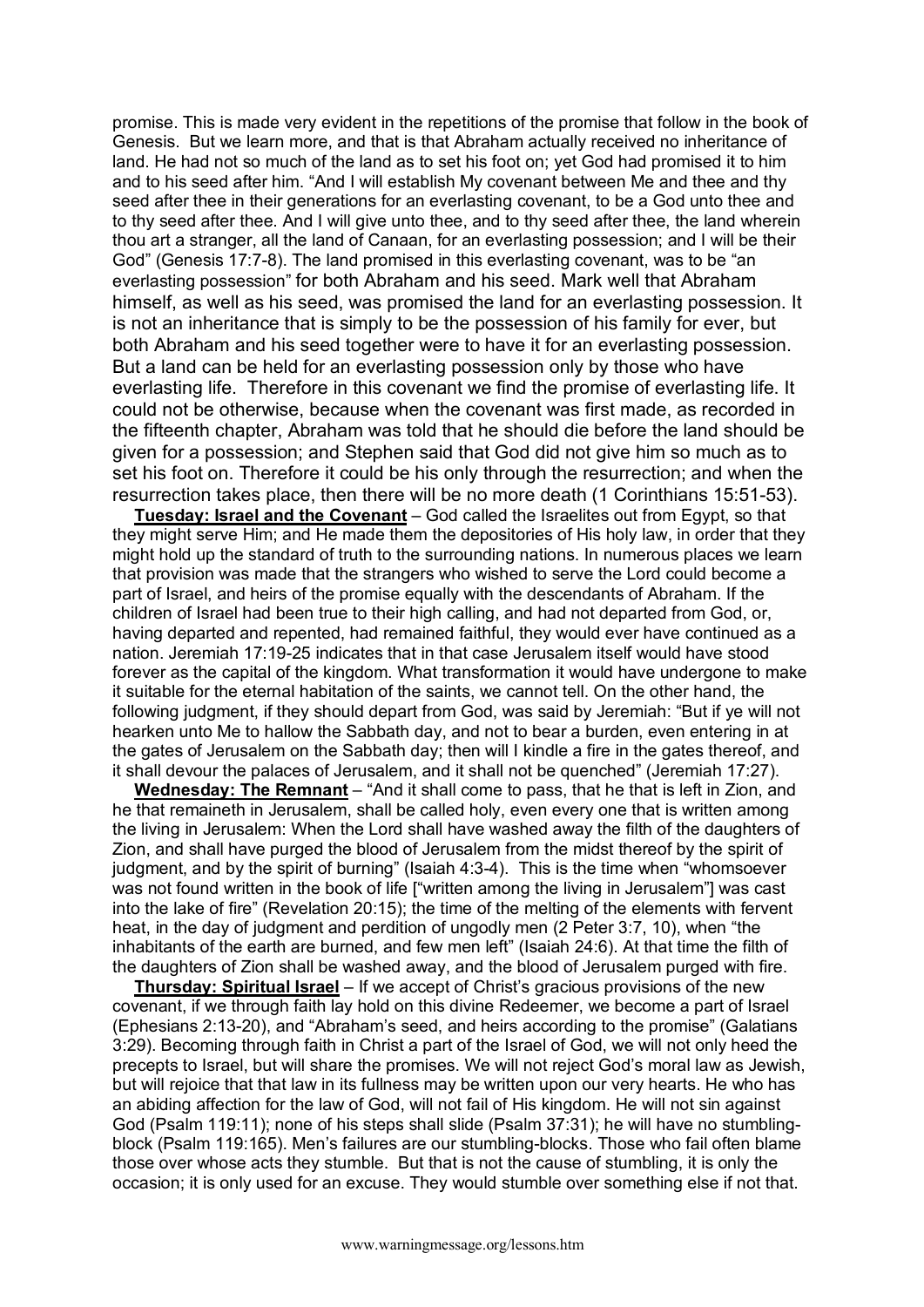promise. This is made very evident in the repetitions of the promise that follow in the book of Genesis. But we learn more, and that is that Abraham actually received no inheritance of land. He had not so much of the land as to set his foot on; yet God had promised it to him and to his seed after him. "And I will establish My covenant between Me and thee and thy seed after thee in their generations for an everlasting covenant, to be a God unto thee and to thy seed after thee. And I will give unto thee, and to thy seed after thee, the land wherein thou art a stranger, all the land of Canaan, for an everlasting possession; and I will be their God" (Genesis 17:7-8). The land promised in this everlasting covenant, was to be "an everlasting possession" for both Abraham and his seed. Mark well that Abraham himself, as well as his seed, was promised the land for an everlasting possession. It is not an inheritance that is simply to be the possession of his family for ever, but both Abraham and his seed together were to have it for an everlasting possession. But a land can be held for an everlasting possession only by those who have everlasting life. Therefore in this covenant we find the promise of everlasting life. It could not be otherwise, because when the covenant was first made, as recorded in the fifteenth chapter, Abraham was told that he should die before the land should be given for a possession; and Stephen said that God did not give him so much as to set his foot on. Therefore it could be his only through the resurrection; and when the resurrection takes place, then there will be no more death (1 Corinthians 15:51-53).

**Tuesday: Israel and the Covenant** – God called the Israelites out from Egypt, so that they might serve Him; and He made them the depositories of His holy law, in order that they might hold up the standard of truth to the surrounding nations. In numerous places we learn that provision was made that the strangers who wished to serve the Lord could become a part of Israel, and heirs of the promise equally with the descendants of Abraham. If the children of Israel had been true to their high calling, and had not departed from God, or, having departed and repented, had remained faithful, they would ever have continued as a nation. Jeremiah 17:19-25 indicates that in that case Jerusalem itself would have stood forever as the capital of the kingdom. What transformation it would have undergone to make it suitable for the eternal habitation of the saints, we cannot tell. On the other hand, the following judgment, if they should depart from God, was said by Jeremiah: "But if ye will not hearken unto Me to hallow the Sabbath day, and not to bear a burden, even entering in at the gates of Jerusalem on the Sabbath day; then will I kindle a fire in the gates thereof, and it shall devour the palaces of Jerusalem, and it shall not be quenched" (Jeremiah 17:27).

**Wednesday: The Remnant** – "And it shall come to pass, that he that is left in Zion, and he that remaineth in Jerusalem, shall be called holy, even every one that is written among the living in Jerusalem: When the Lord shall have washed away the filth of the daughters of Zion, and shall have purged the blood of Jerusalem from the midst thereof by the spirit of judgment, and by the spirit of burning" (Isaiah 4:3-4). This is the time when "whomsoever was not found written in the book of life ["written among the living in Jerusalem"] was cast into the lake of fire" (Revelation 20:15); the time of the melting of the elements with fervent heat, in the day of judgment and perdition of ungodly men (2 Peter 3:7, 10), when "the inhabitants of the earth are burned, and few men left" (Isaiah 24:6). At that time the filth of the daughters of Zion shall be washed away, and the blood of Jerusalem purged with fire.

**Thursday: Spiritual Israel** – If we accept of Christ's gracious provisions of the new covenant, if we through faith lay hold on this divine Redeemer, we become a part of Israel (Ephesians 2:13-20), and "Abraham's seed, and heirs according to the promise" (Galatians 3:29). Becoming through faith in Christ a part of the Israel of God, we will not only heed the precepts to Israel, but will share the promises. We will not reject God's moral law as Jewish, but will rejoice that that law in its fullness may be written upon our very hearts. He who has an abiding affection for the law of God, will not fail of His kingdom. He will not sin against God (Psalm 119:11); none of his steps shall slide (Psalm 37:31); he will have no stumbling-block (Psalm 119:165). Men's failures are our stumbling-blocks. Those who fail often blame those over whose acts they stumble. But that is not the cause of stumbling, it is only the occasion; it is only used for an excuse. They would stumble over something else if not that.